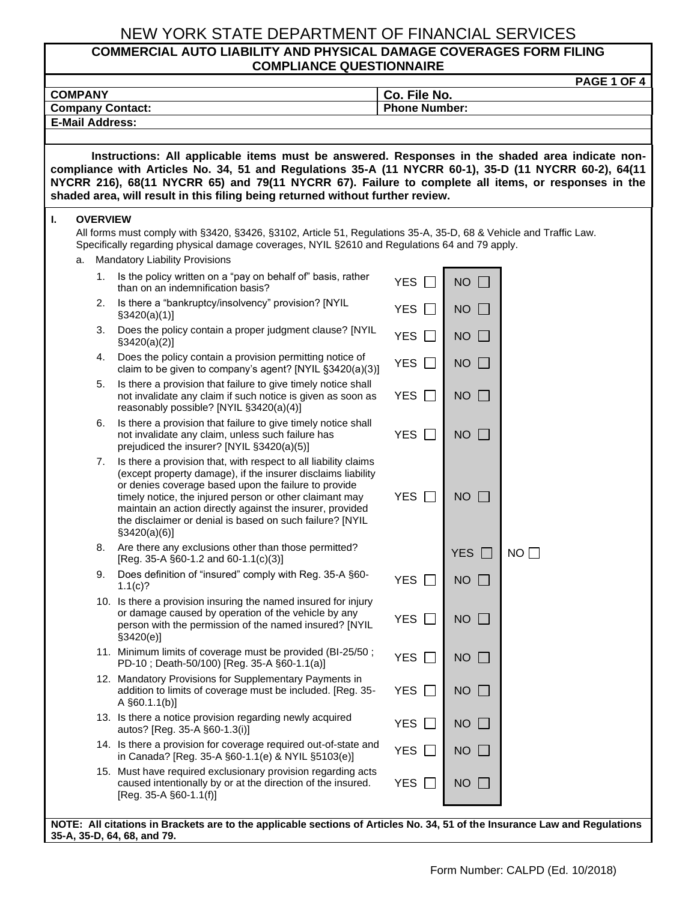# NEW YORK STATE DEPARTMENT OF FINANCIAL SERVICES

## COMMERCIAL AUTO LIABILITY AND PHYSICAL DAMAGE COVERAGES FORM FILING COMPLIANCE QUESTIONNAIRE

| | |
|---|---|
| **COMPANY** | **Co. File No.** |
| **Company Contact:** | **Phone Number:** |
| **E-Mail Address:** | |

**Instructions: All applicable items must be answered. Responses in the shaded area indicate non-compliance with Articles No. 34, 51 and Regulations 35-A (11 NYCRR 60-1), 35-D (11 NYCRR 60-2), 64(11 NYCRR 216), 68(11 NYCRR 65) and 79(11 NYCRR 67). Failure to complete all items, or responses in the shaded area, will result in this filing being returned without further review.**

### I. OVERVIEW

All forms must comply with §3420, §3426, §3102, Article 51, Regulations 35-A, 35-D, 68 & Vehicle and Traffic Law. Specifically regarding physical damage coverages, NYIL §2610 and Regulations 64 and 79 apply.

a. Mandatory Liability Provisions

| | Question | | | |
|---|---|---|---|---|
| 1. | Is the policy written on a "pay on behalf of" basis, rather than on an indemnification basis? | YES ☐ | NO ☐ | |
| 2. | Is there a "bankruptcy/insolvency" provision? [NYIL §3420(a)(1)] | YES ☐ | NO ☐ | |
| 3. | Does the policy contain a proper judgment clause? [NYIL §3420(a)(2)] | YES ☐ | NO ☐ | |
| 4. | Does the policy contain a provision permitting notice of claim to be given to company's agent? [NYIL §3420(a)(3)] | YES ☐ | NO ☐ | |
| 5. | Is there a provision that failure to give timely notice shall not invalidate any claim if such notice is given as soon as reasonably possible? [NYIL §3420(a)(4)] | YES ☐ | NO ☐ | |
| 6. | Is there a provision that failure to give timely notice shall not invalidate any claim, unless such failure has prejudiced the insurer? [NYIL §3420(a)(5)] | YES ☐ | NO ☐ | |
| 7. | Is there a provision that, with respect to all liability claims (except property damage), if the insurer disclaims liability or denies coverage based upon the failure to provide timely notice, the injured person or other claimant may maintain an action directly against the insurer, provided the disclaimer or denial is based on such failure? [NYIL §3420(a)(6)] | YES ☐ | NO ☐ | |
| 8. | Are there any exclusions other than those permitted? [Reg. 35-A §60-1.2 and 60-1.1(c)(3)] | | YES ☐ | NO ☐ |
| 9. | Does definition of "insured" comply with Reg. 35-A §60-1.1(c)? | YES ☐ | NO ☐ | |
| 10. | Is there a provision insuring the named insured for injury or damage caused by operation of the vehicle by any person with the permission of the named insured? [NYIL §3420(e)] | YES ☐ | NO ☐ | |
| 11. | Minimum limits of coverage must be provided (BI-25/50 ; PD-10 ; Death-50/100) [Reg. 35-A §60-1.1(a)] | YES ☐ | NO ☐ | |
| 12. | Mandatory Provisions for Supplementary Payments in addition to limits of coverage must be included. [Reg. 35-A §60.1.1(b)] | YES ☐ | NO ☐ | |
| 13. | Is there a notice provision regarding newly acquired autos? [Reg. 35-A §60-1.3(i)] | YES ☐ | NO ☐ | |
| 14. | Is there a provision for coverage required out-of-state and in Canada? [Reg. 35-A §60-1.1(e) & NYIL §5103(e)] | YES ☐ | NO ☐ | |
| 15. | Must have required exclusionary provision regarding acts caused intentionally by or at the direction of the insured. [Reg. 35-A §60-1.1(f)] | YES ☐ | NO ☐ | |

**NOTE: All citations in Brackets are to the applicable sections of Articles No. 34, 51 of the Insurance Law and Regulations 35-A, 35-D, 64, 68, and 79.**

Form Number: CALPD (Ed. 10/2018)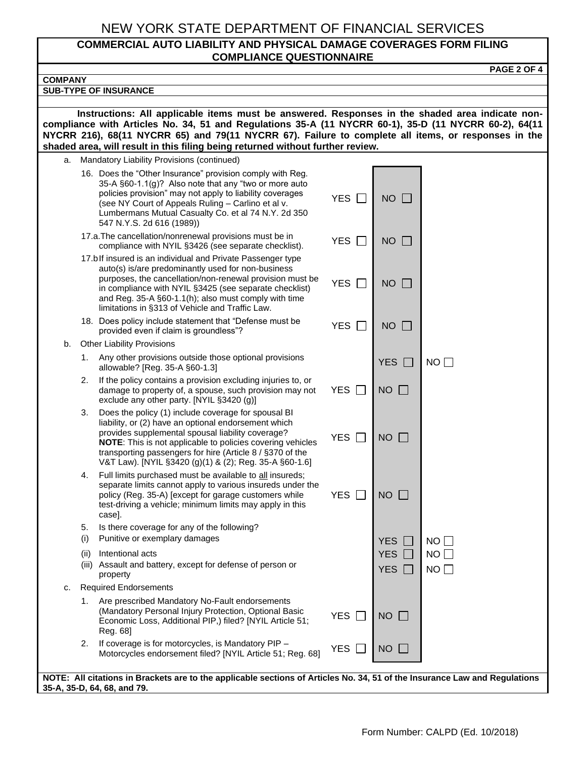# NEW YORK STATE DEPARTMENT OF FINANCIAL SERVICES

## COMMERCIAL AUTO LIABILITY AND PHYSICAL DAMAGE COVERAGES FORM FILING COMPLIANCE QUESTIONNAIRE

**COMPANY**

**SUB-TYPE OF INSURANCE**

**Instructions: All applicable items must be answered. Responses in the shaded area indicate non-compliance with Articles No. 34, 51 and Regulations 35-A (11 NYCRR 60-1), 35-D (11 NYCRR 60-2), 64(11 NYCRR 216), 68(11 NYCRR 65) and 79(11 NYCRR 67). Failure to complete all items, or responses in the shaded area, will result in this filing being returned without further review.**

| | | Item | | Shaded | |
|---|---|---|---|---|---|
| a. | | Mandatory Liability Provisions (continued) | | | |
| | 16. | Does the "Other Insurance" provision comply with Reg. 35-A §60-1.1(g)? Also note that any "two or more auto policies provision" may not apply to liability coverages (see NY Court of Appeals Ruling – Carlino et al v. Lumbermans Mutual Casualty Co. et al 74 N.Y. 2d 350 547 N.Y.S. 2d 616 (1989)) | YES ☐ | NO ☐ | |
| | 17.a. | The cancellation/nonrenewal provisions must be in compliance with NYIL §3426 (see separate checklist). | YES ☐ | NO ☐ | |
| | 17.b | If insured is an individual and Private Passenger type auto(s) is/are predominantly used for non-business purposes, the cancellation/non-renewal provision must be in compliance with NYIL §3425 (see separate checklist) and Reg. 35-A §60-1.1(h); also must comply with time limitations in §313 of Vehicle and Traffic Law. | YES ☐ | NO ☐ | |
| | 18. | Does policy include statement that "Defense must be provided even if claim is groundless"? | YES ☐ | NO ☐ | |
| b. | | Other Liability Provisions | | | |
| | 1. | Any other provisions outside those optional provisions allowable? [Reg. 35-A §60-1.3] | | YES ☐ | NO ☐ |
| | 2. | If the policy contains a provision excluding injuries to, or damage to property of, a spouse, such provision may not exclude any other party. [NYIL §3420 (g)] | YES ☐ | NO ☐ | |
| | 3. | Does the policy (1) include coverage for spousal BI liability, or (2) have an optional endorsement which provides supplemental spousal liability coverage? **NOTE**: This is not applicable to policies covering vehicles transporting passengers for hire (Article 8 / §370 of the V&T Law). [NYIL §3420 (g)(1) & (2); Reg. 35-A §60-1.6] | YES ☐ | NO ☐ | |
| | 4. | Full limits purchased must be available to <u>all</u> insureds; separate limits cannot apply to various insureds under the policy (Reg. 35-A) [except for garage customers while test-driving a vehicle; minimum limits may apply in this case]. | YES ☐ | NO ☐ | |
| | 5. | Is there coverage for any of the following? | | | |
| | (i) | Punitive or exemplary damages | | YES ☐ | NO ☐ |
| | (ii) | Intentional acts | | YES ☐ | NO ☐ |
| | (iii) | Assault and battery, except for defense of person or property | | YES ☐ | NO ☐ |
| c. | | Required Endorsements | | | |
| | 1. | Are prescribed Mandatory No-Fault endorsements (Mandatory Personal Injury Protection, Optional Basic Economic Loss, Additional PIP,) filed? [NYIL Article 51; Reg. 68] | YES ☐ | NO ☐ | |
| | 2. | If coverage is for motorcycles, is Mandatory PIP – Motorcycles endorsement filed? [NYIL Article 51; Reg. 68] | YES ☐ | NO ☐ | |

**NOTE: All citations in Brackets are to the applicable sections of Articles No. 34, 51 of the Insurance Law and Regulations 35-A, 35-D, 64, 68, and 79.**

Form Number: CALPD (Ed. 10/2018)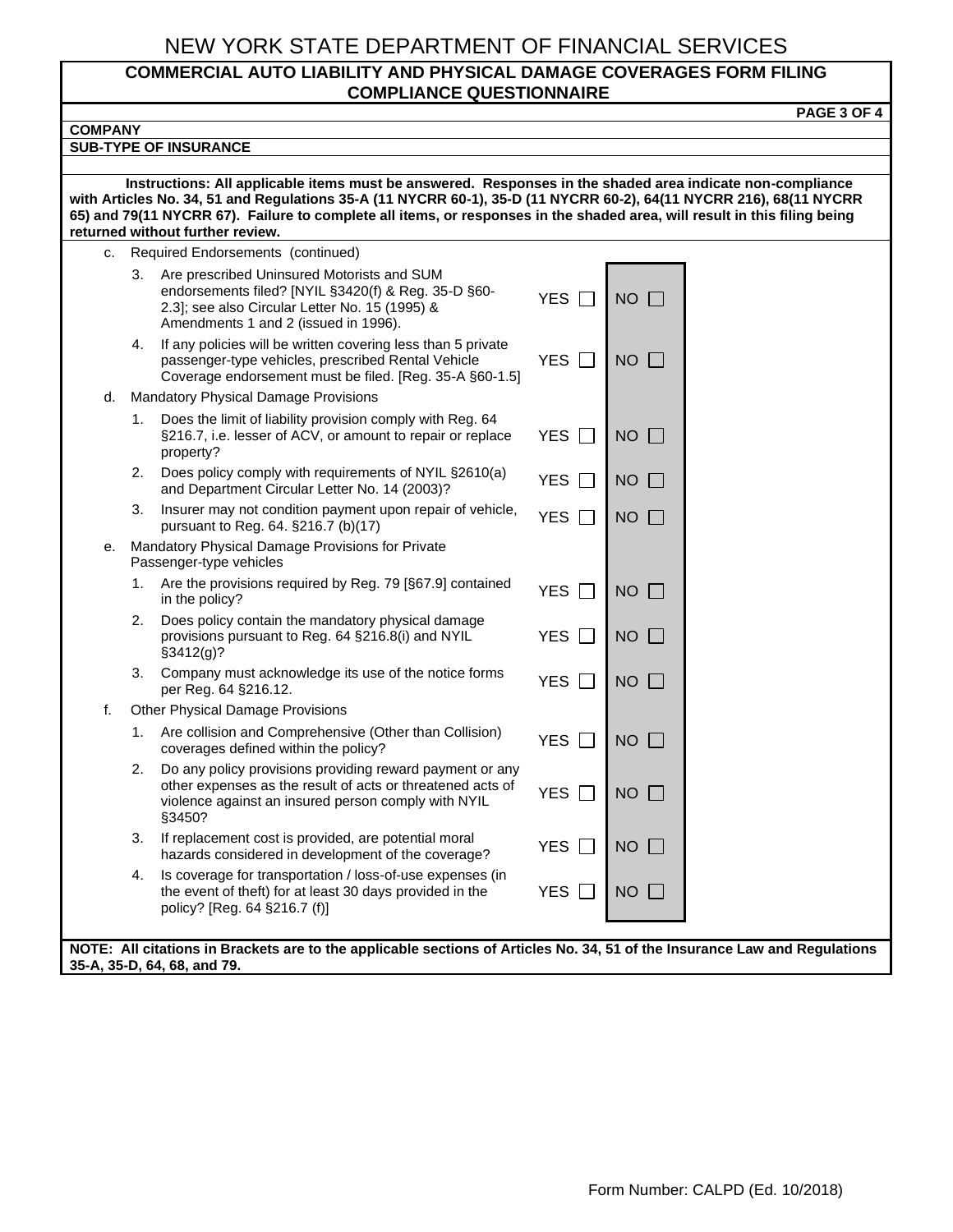# NEW YORK STATE DEPARTMENT OF FINANCIAL SERVICES

## COMMERCIAL AUTO LIABILITY AND PHYSICAL DAMAGE COVERAGES FORM FILING COMPLIANCE QUESTIONNAIRE

**COMPANY**

**SUB-TYPE OF INSURANCE**

**Instructions: All applicable items must be answered. Responses in the shaded area indicate non-compliance with Articles No. 34, 51 and Regulations 35-A (11 NYCRR 60-1), 35-D (11 NYCRR 60-2), 64(11 NYCRR 216), 68(11 NYCRR 65) and 79(11 NYCRR 67). Failure to complete all items, or responses in the shaded area, will result in this filing being returned without further review.**

| | | | | |
|---|---|---|---|---|
| c. | | Required Endorsements (continued) | | |
| | 3. | Are prescribed Uninsured Motorists and SUM endorsements filed? [NYIL §3420(f) & Reg. 35-D §60-2.3]; see also Circular Letter No. 15 (1995) & Amendments 1 and 2 (issued in 1996). | YES ☐ | NO ☐ |
| | 4. | If any policies will be written covering less than 5 private passenger-type vehicles, prescribed Rental Vehicle Coverage endorsement must be filed. [Reg. 35-A §60-1.5] | YES ☐ | NO ☐ |
| d. | | Mandatory Physical Damage Provisions | | |
| | 1. | Does the limit of liability provision comply with Reg. 64 §216.7, i.e. lesser of ACV, or amount to repair or replace property? | YES ☐ | NO ☐ |
| | 2. | Does policy comply with requirements of NYIL §2610(a) and Department Circular Letter No. 14 (2003)? | YES ☐ | NO ☐ |
| | 3. | Insurer may not condition payment upon repair of vehicle, pursuant to Reg. 64. §216.7 (b)(17) | YES ☐ | NO ☐ |
| e. | | Mandatory Physical Damage Provisions for Private Passenger-type vehicles | | |
| | 1. | Are the provisions required by Reg. 79 [§67.9] contained in the policy? | YES ☐ | NO ☐ |
| | 2. | Does policy contain the mandatory physical damage provisions pursuant to Reg. 64 §216.8(i) and NYIL §3412(g)? | YES ☐ | NO ☐ |
| | 3. | Company must acknowledge its use of the notice forms per Reg. 64 §216.12. | YES ☐ | NO ☐ |
| f. | | Other Physical Damage Provisions | | |
| | 1. | Are collision and Comprehensive (Other than Collision) coverages defined within the policy? | YES ☐ | NO ☐ |
| | 2. | Do any policy provisions providing reward payment or any other expenses as the result of acts or threatened acts of violence against an insured person comply with NYIL §3450? | YES ☐ | NO ☐ |
| | 3. | If replacement cost is provided, are potential moral hazards considered in development of the coverage? | YES ☐ | NO ☐ |
| | 4. | Is coverage for transportation / loss-of-use expenses (in the event of theft) for at least 30 days provided in the policy? [Reg. 64 §216.7 (f)] | YES ☐ | NO ☐ |

**NOTE: All citations in Brackets are to the applicable sections of Articles No. 34, 51 of the Insurance Law and Regulations 35-A, 35-D, 64, 68, and 79.**

Form Number: CALPD (Ed. 10/2018)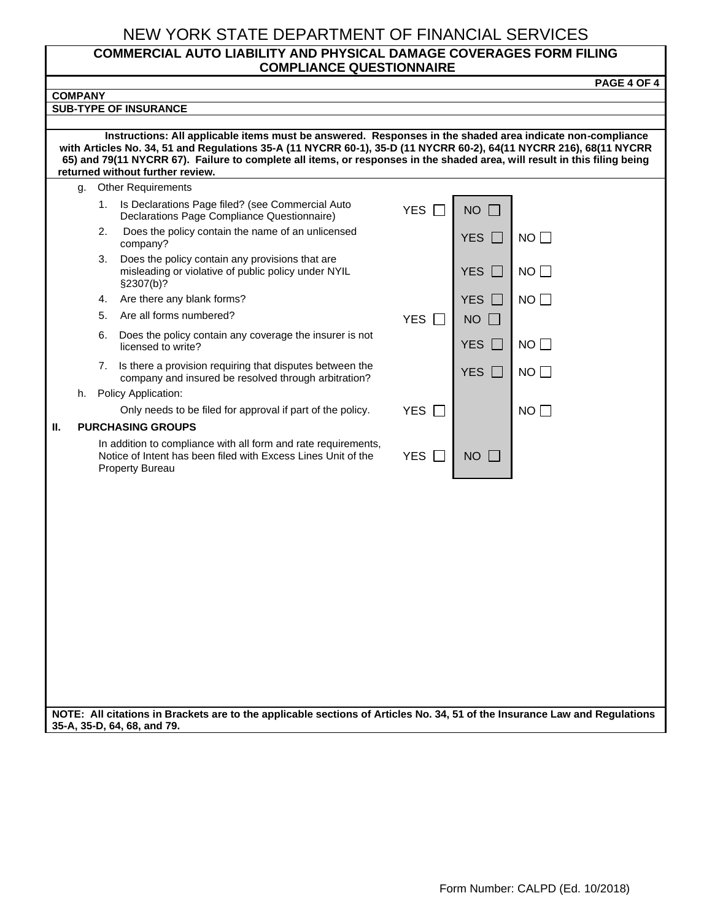# NEW YORK STATE DEPARTMENT OF FINANCIAL SERVICES

## COMMERCIAL AUTO LIABILITY AND PHYSICAL DAMAGE COVERAGES FORM FILING COMPLIANCE QUESTIONNAIRE

**COMPANY**

**SUB-TYPE OF INSURANCE**

**Instructions: All applicable items must be answered. Responses in the shaded area indicate non-compliance with Articles No. 34, 51 and Regulations 35-A (11 NYCRR 60-1), 35-D (11 NYCRR 60-2), 64(11 NYCRR 216), 68(11 NYCRR 65) and 79(11 NYCRR 67). Failure to complete all items, or responses in the shaded area, will result in this filing being returned without further review.**

| | | | |
|---|---|---|---|
| g. Other Requirements | | | |
| 1. Is Declarations Page filed? (see Commercial Auto Declarations Page Compliance Questionnaire) | YES ☐ | NO ☐ | |
| 2. Does the policy contain the name of an unlicensed company? | | YES ☐ | NO ☐ |
| 3. Does the policy contain any provisions that are misleading or violative of public policy under NYIL §2307(b)? | | YES ☐ | NO ☐ |
| 4. Are there any blank forms? | | YES ☐ | NO ☐ |
| 5. Are all forms numbered? | YES ☐ | NO ☐ | |
| 6. Does the policy contain any coverage the insurer is not licensed to write? | | YES ☐ | NO ☐ |
| 7. Is there a provision requiring that disputes between the company and insured be resolved through arbitration? | | YES ☐ | NO ☐ |
| h. Policy Application: | | | |
| Only needs to be filed for approval if part of the policy. | YES ☐ | | NO ☐ |
| **II. PURCHASING GROUPS** | | | |
| In addition to compliance with all form and rate requirements, Notice of Intent has been filed with Excess Lines Unit of the Property Bureau | YES ☐ | NO ☐ | |

**NOTE: All citations in Brackets are to the applicable sections of Articles No. 34, 51 of the Insurance Law and Regulations 35-A, 35-D, 64, 68, and 79.**

Form Number: CALPD (Ed. 10/2018)